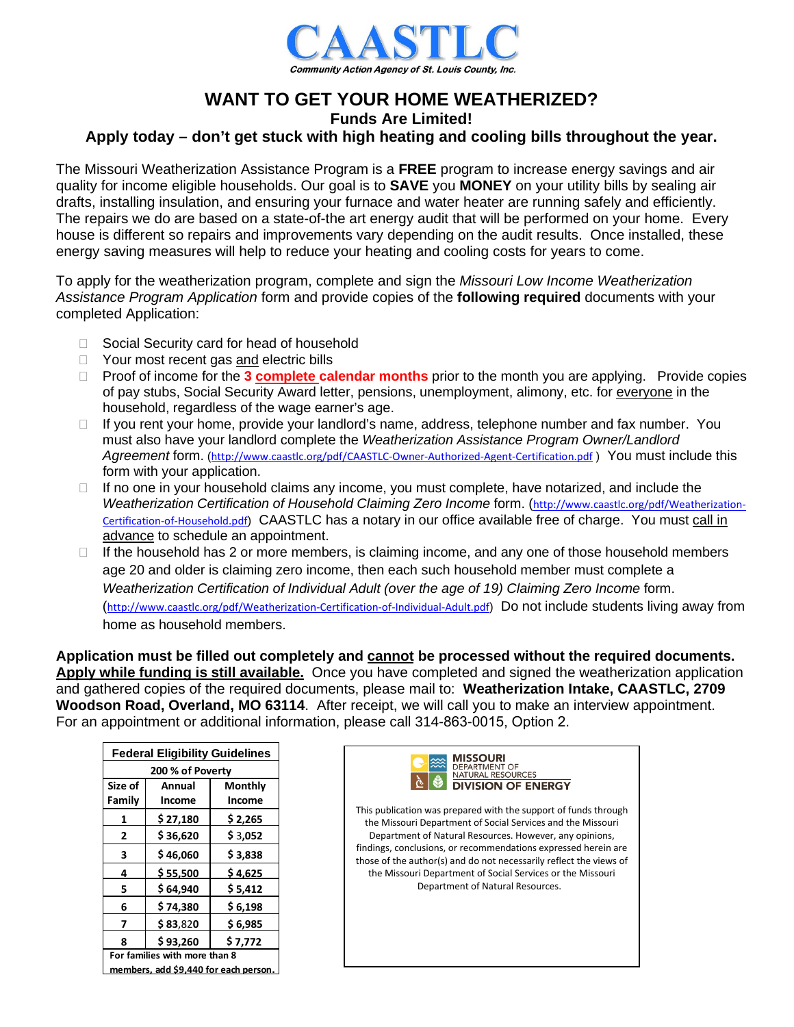# CAASTLC

*Community Action Agency of St. Louis County, Inc.*

## WANT TO GET YOUR HOME WEATHERIZED?

### Funds Are Limited!

### Apply today – don't get stuck with high heating and cooling bills throughout the year.

The Missouri Weatherization Assistance Program is a **FREE** program to increase energy savings and air quality for income eligible households. Our goal is to **SAVE** you **MONEY** on your utility bills by sealing air drafts, installing insulation, and ensuring your furnace and water heater are running safely and efficiently. The repairs we do are based on a state-of-the art energy audit that will be performed on your home. Every house is different so repairs and improvements vary depending on the audit results. Once installed, these energy saving measures will help to reduce your heating and cooling costs for years to come.

To apply for the weatherization program, complete and sign the *Missouri Low Income Weatherization Assistance Program Application* form and provide copies of the **following required** documents with your completed Application:

- Social Security card for head of household
- Your most recent gas and electric bills
- Proof of income for the **3 complete calendar months** prior to the month you are applying. Provide copies of pay stubs, Social Security Award letter, pensions, unemployment, alimony, etc. for everyone in the household, regardless of the wage earner's age.
- If you rent your home, provide your landlord's name, address, telephone number and fax number. You must also have your landlord complete the *Weatherization Assistance Program Owner/Landlord Agreement* form. (http://www.caastlc.org/pdf/CAASTLC-Owner-Authorized-Agent-Certification.pdf ) You must include this form with your application.
- If no one in your household claims any income, you must complete, have notarized, and include the *Weatherization Certification of Household Claiming Zero Income* form. (http://www.caastlc.org/pdf/Weatherization-Certification-of-Household.pdf) CAASTLC has a notary in our office available free of charge. You must call in advance to schedule an appointment.
- If the household has 2 or more members, is claiming income, and any one of those household members age 20 and older is claiming zero income, then each such household member must complete a *Weatherization Certification of Individual Adult (over the age of 19) Claiming Zero Income* form. (http://www.caastlc.org/pdf/Weatherization-Certification-of-Individual-Adult.pdf) Do not include students living away from home as household members.

**Application must be filled out completely and cannot be processed without the required documents. Apply while funding is still available.** Once you have completed and signed the weatherization application and gathered copies of the required documents, please mail to: **Weatherization Intake, CAASTLC, 2709 Woodson Road, Overland, MO 63114**. After receipt, we will call you to make an interview appointment. For an appointment or additional information, please call 314-863-0015, Option 2.

| Federal Eligibility Guidelines | | |
|---|---|---|
| 200 % of Poverty | | |
| Size of Family | Annual Income | Monthly Income |
| 1 | $ 27,180 | $ 2,265 |
| 2 | $ 36,620 | $ 3,052 |
| 3 | $ 46,060 | $ 3,838 |
| 4 | $ 55,500 | $ 4,625 |
| 5 | $ 64,940 | $ 5,412 |
| 6 | $ 74,380 | $ 6,198 |
| 7 | $ 83,820 | $ 6,985 |
| 8 | $ 93,260 | $ 7,772 |
| For families with more than 8 members, add $9,440 for each person. | | |

MISSOURI DEPARTMENT OF NATURAL RESOURCES DIVISION OF ENERGY

This publication was prepared with the support of funds through the Missouri Department of Social Services and the Missouri Department of Natural Resources. However, any opinions, findings, conclusions, or recommendations expressed herein are those of the author(s) and do not necessarily reflect the views of the Missouri Department of Social Services or the Missouri Department of Natural Resources.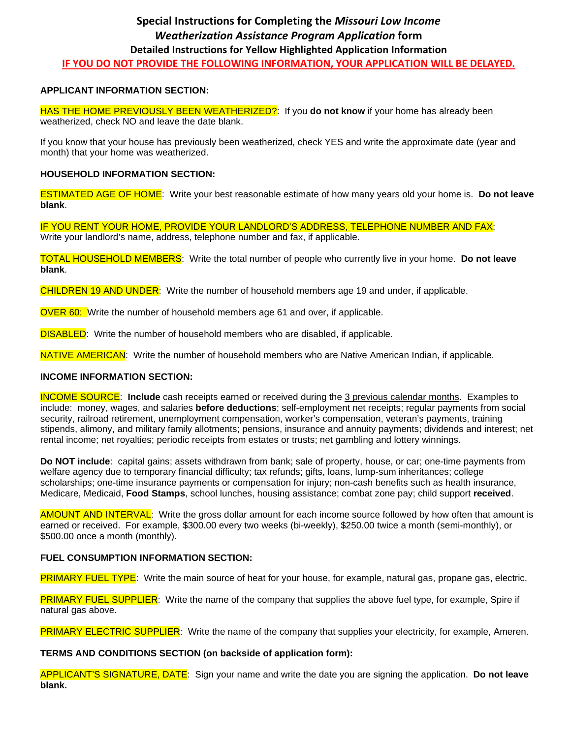# Special Instructions for Completing the *Missouri Low Income Weatherization Assistance Program Application* form

## Detailed Instructions for Yellow Highlighted Application Information

**IF YOU DO NOT PROVIDE THE FOLLOWING INFORMATION, YOUR APPLICATION WILL BE DELAYED.**

### APPLICANT INFORMATION SECTION:

HAS THE HOME PREVIOUSLY BEEN WEATHERIZED?: If you **do not know** if your home has already been weatherized, check NO and leave the date blank.

If you know that your house has previously been weatherized, check YES and write the approximate date (year and month) that your home was weatherized.

### HOUSEHOLD INFORMATION SECTION:

ESTIMATED AGE OF HOME: Write your best reasonable estimate of how many years old your home is. **Do not leave blank**.

IF YOU RENT YOUR HOME, PROVIDE YOUR LANDLORD'S ADDRESS, TELEPHONE NUMBER AND FAX: Write your landlord's name, address, telephone number and fax, if applicable.

TOTAL HOUSEHOLD MEMBERS: Write the total number of people who currently live in your home. **Do not leave blank**.

CHILDREN 19 AND UNDER: Write the number of household members age 19 and under, if applicable.

OVER 60: Write the number of household members age 61 and over, if applicable.

DISABLED: Write the number of household members who are disabled, if applicable.

NATIVE AMERICAN: Write the number of household members who are Native American Indian, if applicable.

### INCOME INFORMATION SECTION:

INCOME SOURCE: **Include** cash receipts earned or received during the 3 previous calendar months. Examples to include: money, wages, and salaries **before deductions**; self-employment net receipts; regular payments from social security, railroad retirement, unemployment compensation, worker's compensation, veteran's payments, training stipends, alimony, and military family allotments; pensions, insurance and annuity payments; dividends and interest; net rental income; net royalties; periodic receipts from estates or trusts; net gambling and lottery winnings.

**Do NOT include**: capital gains; assets withdrawn from bank; sale of property, house, or car; one-time payments from welfare agency due to temporary financial difficulty; tax refunds; gifts, loans, lump-sum inheritances; college scholarships; one-time insurance payments or compensation for injury; non-cash benefits such as health insurance, Medicare, Medicaid, **Food Stamps**, school lunches, housing assistance; combat zone pay; child support **received**.

AMOUNT AND INTERVAL: Write the gross dollar amount for each income source followed by how often that amount is earned or received. For example, $300.00 every two weeks (bi-weekly), $250.00 twice a month (semi-monthly), or $500.00 once a month (monthly).

### FUEL CONSUMPTION INFORMATION SECTION:

PRIMARY FUEL TYPE: Write the main source of heat for your house, for example, natural gas, propane gas, electric.

PRIMARY FUEL SUPPLIER: Write the name of the company that supplies the above fuel type, for example, Spire if natural gas above.

PRIMARY ELECTRIC SUPPLIER: Write the name of the company that supplies your electricity, for example, Ameren.

### TERMS AND CONDITIONS SECTION (on backside of application form):

APPLICANT'S SIGNATURE, DATE: Sign your name and write the date you are signing the application. **Do not leave blank.**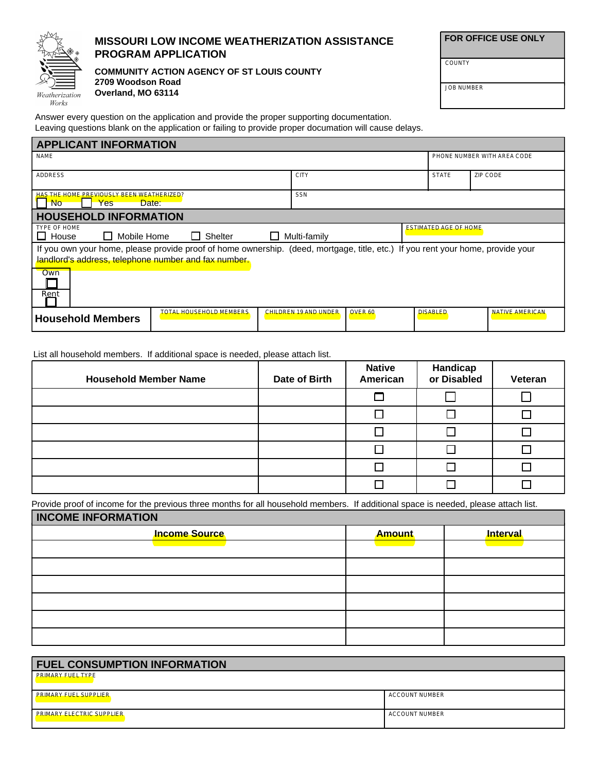# MISSOURI LOW INCOME WEATHERIZATION ASSISTANCE PROGRAM APPLICATION

**COMMUNITY ACTION AGENCY OF ST LOUIS COUNTY**
**2709 Woodson Road**
**Overland, MO 63114**

*Weatherization Works*

| FOR OFFICE USE ONLY |
|---|
| COUNTY |
| JOB NUMBER |

Answer every question on the application and provide the proper supporting documentation.
Leaving questions blank on the application or failing to provide proper documation will cause delays.

## APPLICANT INFORMATION

| NAME | | | PHONE NUMBER WITH AREA CODE |
|---|---|---|---|
| ADDRESS | CITY | STATE | ZIP CODE |
| HAS THE HOME PREVIOUSLY BEEN WEATHERIZED? ☐ No ☐ Yes Date: | SSN | | |

## HOUSEHOLD INFORMATION

| TYPE OF HOME ☐ House ☐ Mobile Home ☐ Shelter ☐ Multi-family | ESTIMATED AGE OF HOME |
|---|---|

If you own your home, please provide proof of home ownership. (deed, mortgage, title, etc.) If you rent your home, provide your landlord's address, telephone number and fax number.

Own ☐

Rent ☐

| Household Members | TOTAL HOUSEHOLD MEMBERS | CHILDREN 19 AND UNDER | OVER 60 | DISABLED | NATIVE AMERICAN |
|---|---|---|---|---|---|

List all household members. If additional space is needed, please attach list.

| Household Member Name | Date of Birth | Native American | Handicap or Disabled | Veteran |
|---|---|---|---|---|
| | | ☐ | ☐ | ☐ |
| | | ☐ | ☐ | ☐ |
| | | ☐ | ☐ | ☐ |
| | | ☐ | ☐ | ☐ |
| | | ☐ | ☐ | ☐ |
| | | ☐ | ☐ | ☐ |

Provide proof of income for the previous three months for all household members. If additional space is needed, please attach list.

## INCOME INFORMATION

| Income Source | Amount | Interval |
|---|---|---|
| | | |
| | | |
| | | |
| | | |
| | | |
| | | |

## FUEL CONSUMPTION INFORMATION

| PRIMARY FUEL TYPE | |
|---|---|
| PRIMARY FUEL SUPPLIER | ACCOUNT NUMBER |
| PRIMARY ELECTRIC SUPPLIER | ACCOUNT NUMBER |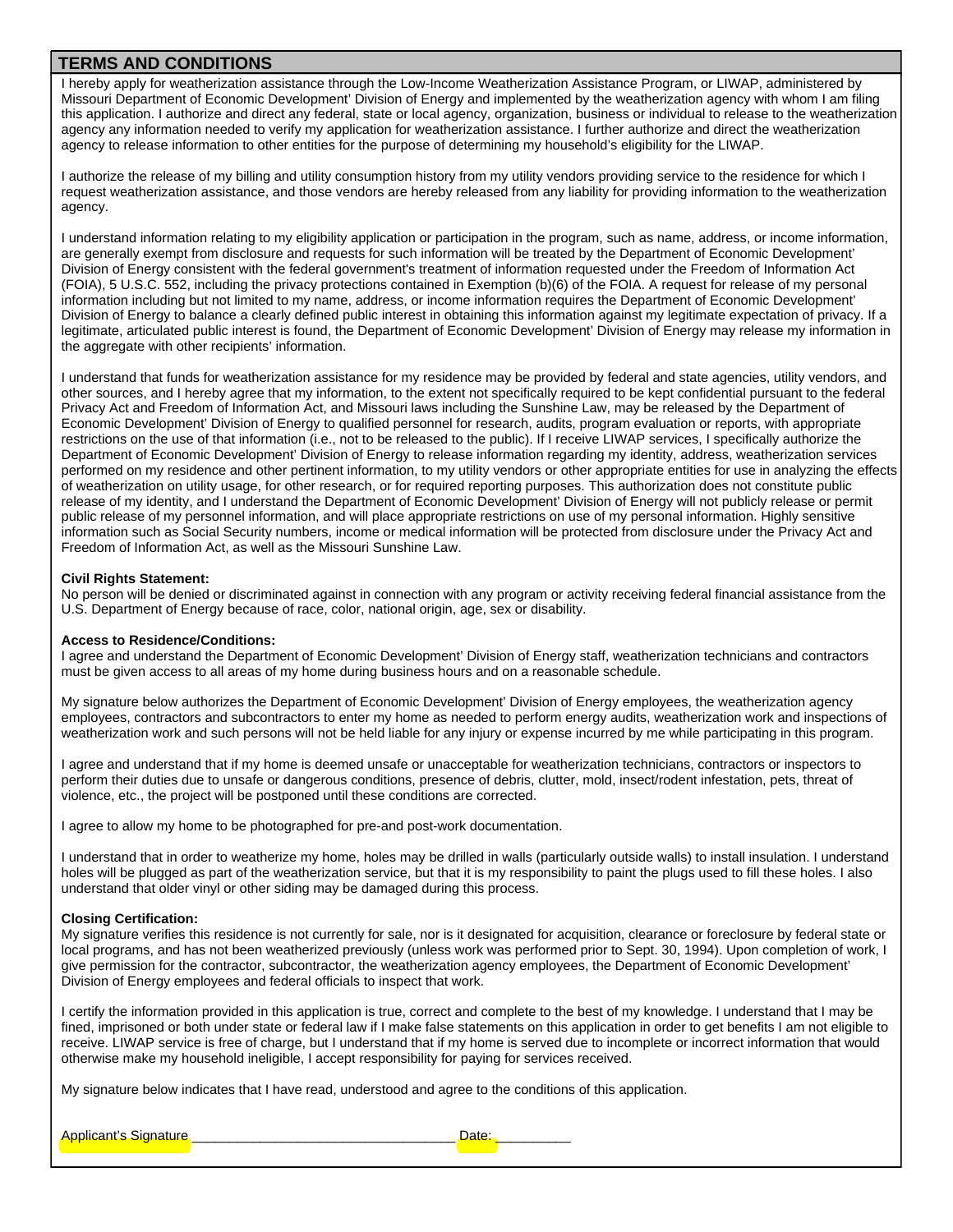## TERMS AND CONDITIONS

I hereby apply for weatherization assistance through the Low-Income Weatherization Assistance Program, or LIWAP, administered by Missouri Department of Economic Development' Division of Energy and implemented by the weatherization agency with whom I am filing this application. I authorize and direct any federal, state or local agency, organization, business or individual to release to the weatherization agency any information needed to verify my application for weatherization assistance. I further authorize and direct the weatherization agency to release information to other entities for the purpose of determining my household's eligibility for the LIWAP.

I authorize the release of my billing and utility consumption history from my utility vendors providing service to the residence for which I request weatherization assistance, and those vendors are hereby released from any liability for providing information to the weatherization agency.

I understand information relating to my eligibility application or participation in the program, such as name, address, or income information, are generally exempt from disclosure and requests for such information will be treated by the Department of Economic Development' Division of Energy consistent with the federal government's treatment of information requested under the Freedom of Information Act (FOIA), 5 U.S.C. 552, including the privacy protections contained in Exemption (b)(6) of the FOIA. A request for release of my personal information including but not limited to my name, address, or income information requires the Department of Economic Development' Division of Energy to balance a clearly defined public interest in obtaining this information against my legitimate expectation of privacy. If a legitimate, articulated public interest is found, the Department of Economic Development' Division of Energy may release my information in the aggregate with other recipients' information.

I understand that funds for weatherization assistance for my residence may be provided by federal and state agencies, utility vendors, and other sources, and I hereby agree that my information, to the extent not specifically required to be kept confidential pursuant to the federal Privacy Act and Freedom of Information Act, and Missouri laws including the Sunshine Law, may be released by the Department of Economic Development' Division of Energy to qualified personnel for research, audits, program evaluation or reports, with appropriate restrictions on the use of that information (i.e., not to be released to the public). If I receive LIWAP services, I specifically authorize the Department of Economic Development' Division of Energy to release information regarding my identity, address, weatherization services performed on my residence and other pertinent information, to my utility vendors or other appropriate entities for use in analyzing the effects of weatherization on utility usage, for other research, or for required reporting purposes. This authorization does not constitute public release of my identity, and I understand the Department of Economic Development' Division of Energy will not publicly release or permit public release of my personnel information, and will place appropriate restrictions on use of my personal information. Highly sensitive information such as Social Security numbers, income or medical information will be protected from disclosure under the Privacy Act and Freedom of Information Act, as well as the Missouri Sunshine Law.

**Civil Rights Statement:**
No person will be denied or discriminated against in connection with any program or activity receiving federal financial assistance from the U.S. Department of Energy because of race, color, national origin, age, sex or disability.

**Access to Residence/Conditions:**
I agree and understand the Department of Economic Development' Division of Energy staff, weatherization technicians and contractors must be given access to all areas of my home during business hours and on a reasonable schedule.

My signature below authorizes the Department of Economic Development' Division of Energy employees, the weatherization agency employees, contractors and subcontractors to enter my home as needed to perform energy audits, weatherization work and inspections of weatherization work and such persons will not be held liable for any injury or expense incurred by me while participating in this program.

I agree and understand that if my home is deemed unsafe or unacceptable for weatherization technicians, contractors or inspectors to perform their duties due to unsafe or dangerous conditions, presence of debris, clutter, mold, insect/rodent infestation, pets, threat of violence, etc., the project will be postponed until these conditions are corrected.

I agree to allow my home to be photographed for pre-and post-work documentation.

I understand that in order to weatherize my home, holes may be drilled in walls (particularly outside walls) to install insulation. I understand holes will be plugged as part of the weatherization service, but that it is my responsibility to paint the plugs used to fill these holes. I also understand that older vinyl or other siding may be damaged during this process.

**Closing Certification:**
My signature verifies this residence is not currently for sale, nor is it designated for acquisition, clearance or foreclosure by federal state or local programs, and has not been weatherized previously (unless work was performed prior to Sept. 30, 1994). Upon completion of work, I give permission for the contractor, subcontractor, the weatherization agency employees, the Department of Economic Development' Division of Energy employees and federal officials to inspect that work.

I certify the information provided in this application is true, correct and complete to the best of my knowledge. I understand that I may be fined, imprisoned or both under state or federal law if I make false statements on this application in order to get benefits I am not eligible to receive. LIWAP service is free of charge, but I understand that if my home is served due to incomplete or incorrect information that would otherwise make my household ineligible, I accept responsibility for paying for services received.

My signature below indicates that I have read, understood and agree to the conditions of this application.

Applicant's Signature ___________________________________ Date: __________